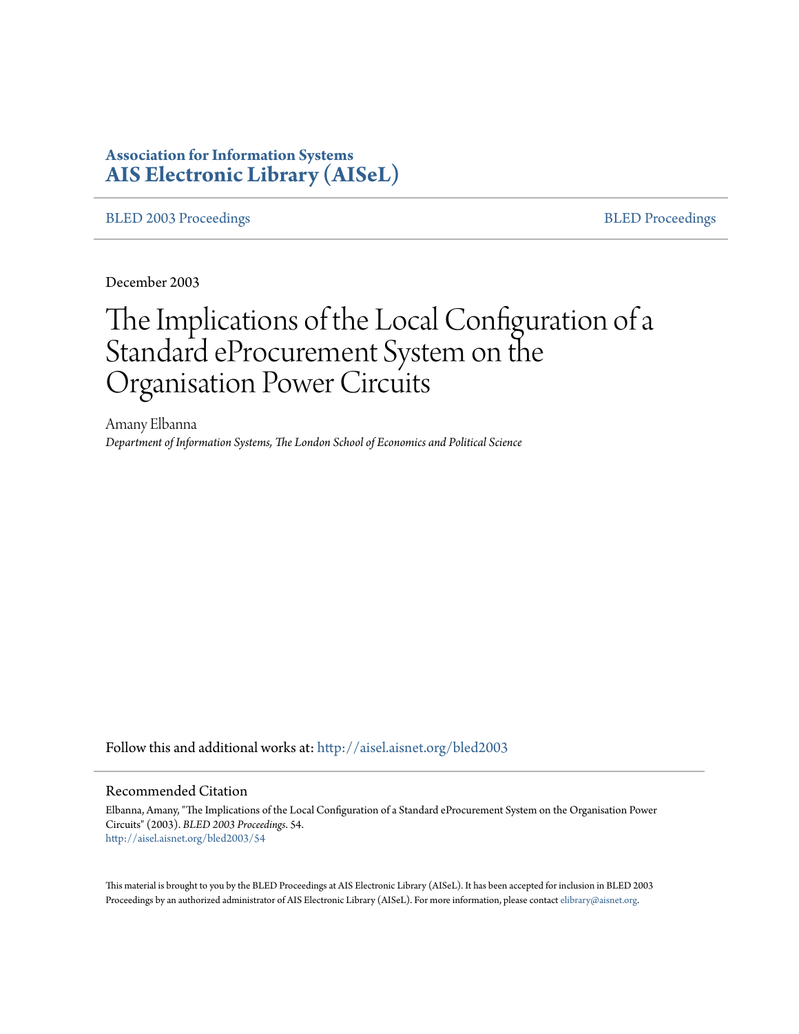# Association for Information Systems
# AIS Electronic Library (AISeL)

BLED 2003 Proceedings | BLED Proceedings

December 2003

# The Implications of the Local Configuration of a Standard eProcurement System on the Organisation Power Circuits

Amany Elbanna

*Department of Information Systems, The London School of Economics and Political Science*

Follow this and additional works at: http://aisel.aisnet.org/bled2003

## Recommended Citation

Elbanna, Amany, "The Implications of the Local Configuration of a Standard eProcurement System on the Organisation Power Circuits" (2003). *BLED 2003 Proceedings*. 54.
http://aisel.aisnet.org/bled2003/54

This material is brought to you by the BLED Proceedings at AIS Electronic Library (AISeL). It has been accepted for inclusion in BLED 2003 Proceedings by an authorized administrator of AIS Electronic Library (AISeL). For more information, please contact elibrary@aisnet.org.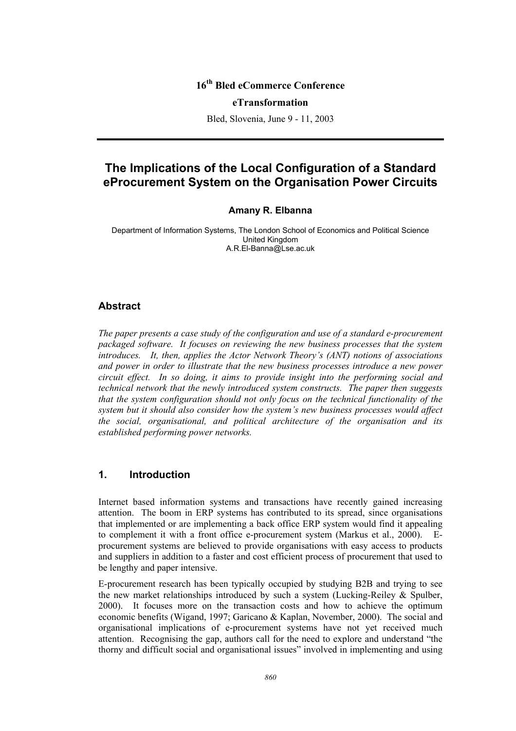16th Bled eCommerce Conference

**eTransformation**

Bled, Slovenia, June 9 - 11, 2003

---

# The Implications of the Local Configuration of a Standard eProcurement System on the Organisation Power Circuits

**Amany R. Elbanna**

Department of Information Systems, The London School of Economics and Political Science
United Kingdom
A.R.El-Banna@Lse.ac.uk

## Abstract

*The paper presents a case study of the configuration and use of a standard e-procurement packaged software. It focuses on reviewing the new business processes that the system introduces. It, then, applies the Actor Network Theory's (ANT) notions of associations and power in order to illustrate that the new business processes introduce a new power circuit effect. In so doing, it aims to provide insight into the performing social and technical network that the newly introduced system constructs. The paper then suggests that the system configuration should not only focus on the technical functionality of the system but it should also consider how the system's new business processes would affect the social, organisational, and political architecture of the organisation and its established performing power networks.*

## 1. Introduction

Internet based information systems and transactions have recently gained increasing attention. The boom in ERP systems has contributed to its spread, since organisations that implemented or are implementing a back office ERP system would find it appealing to complement it with a front office e-procurement system (Markus et al., 2000). E-procurement systems are believed to provide organisations with easy access to products and suppliers in addition to a faster and cost efficient process of procurement that used to be lengthy and paper intensive.

E-procurement research has been typically occupied by studying B2B and trying to see the new market relationships introduced by such a system (Lucking-Reiley & Spulber, 2000). It focuses more on the transaction costs and how to achieve the optimum economic benefits (Wigand, 1997; Garicano & Kaplan, November, 2000). The social and organisational implications of e-procurement systems have not yet received much attention. Recognising the gap, authors call for the need to explore and understand "the thorny and difficult social and organisational issues" involved in implementing and using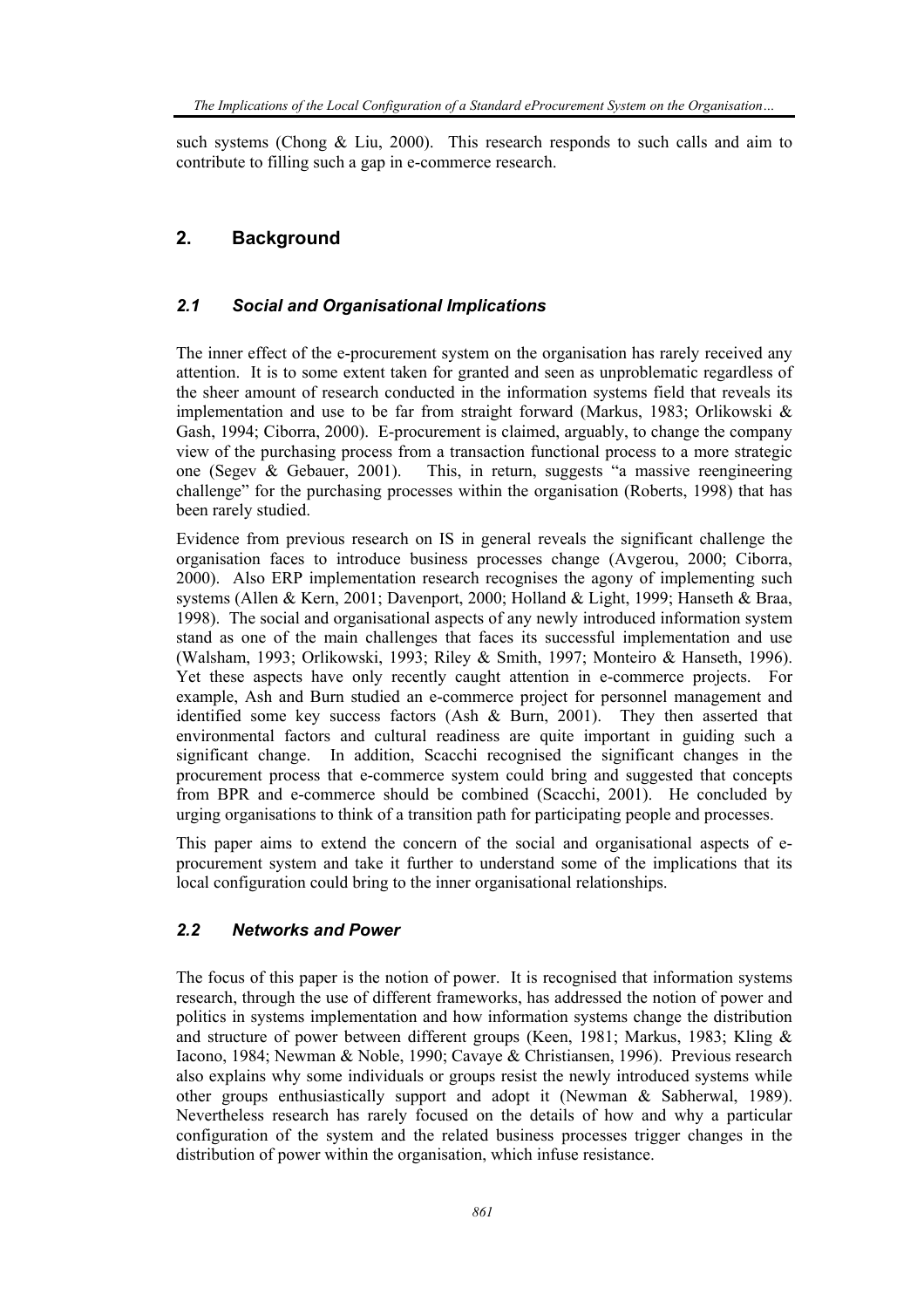such systems (Chong & Liu, 2000). This research responds to such calls and aim to contribute to filling such a gap in e-commerce research.

## 2. Background

### *2.1 Social and Organisational Implications*

The inner effect of the e-procurement system on the organisation has rarely received any attention. It is to some extent taken for granted and seen as unproblematic regardless of the sheer amount of research conducted in the information systems field that reveals its implementation and use to be far from straight forward (Markus, 1983; Orlikowski & Gash, 1994; Ciborra, 2000). E-procurement is claimed, arguably, to change the company view of the purchasing process from a transaction functional process to a more strategic one (Segev & Gebauer, 2001). This, in return, suggests "a massive reengineering challenge" for the purchasing processes within the organisation (Roberts, 1998) that has been rarely studied.

Evidence from previous research on IS in general reveals the significant challenge the organisation faces to introduce business processes change (Avgerou, 2000; Ciborra, 2000). Also ERP implementation research recognises the agony of implementing such systems (Allen & Kern, 2001; Davenport, 2000; Holland & Light, 1999; Hanseth & Braa, 1998). The social and organisational aspects of any newly introduced information system stand as one of the main challenges that faces its successful implementation and use (Walsham, 1993; Orlikowski, 1993; Riley & Smith, 1997; Monteiro & Hanseth, 1996). Yet these aspects have only recently caught attention in e-commerce projects. For example, Ash and Burn studied an e-commerce project for personnel management and identified some key success factors (Ash & Burn, 2001). They then asserted that environmental factors and cultural readiness are quite important in guiding such a significant change. In addition, Scacchi recognised the significant changes in the procurement process that e-commerce system could bring and suggested that concepts from BPR and e-commerce should be combined (Scacchi, 2001). He concluded by urging organisations to think of a transition path for participating people and processes.

This paper aims to extend the concern of the social and organisational aspects of e-procurement system and take it further to understand some of the implications that its local configuration could bring to the inner organisational relationships.

### *2.2 Networks and Power*

The focus of this paper is the notion of power. It is recognised that information systems research, through the use of different frameworks, has addressed the notion of power and politics in systems implementation and how information systems change the distribution and structure of power between different groups (Keen, 1981; Markus, 1983; Kling & Iacono, 1984; Newman & Noble, 1990; Cavaye & Christiansen, 1996). Previous research also explains why some individuals or groups resist the newly introduced systems while other groups enthusiastically support and adopt it (Newman & Sabherwal, 1989). Nevertheless research has rarely focused on the details of how and why a particular configuration of the system and the related business processes trigger changes in the distribution of power within the organisation, which infuse resistance.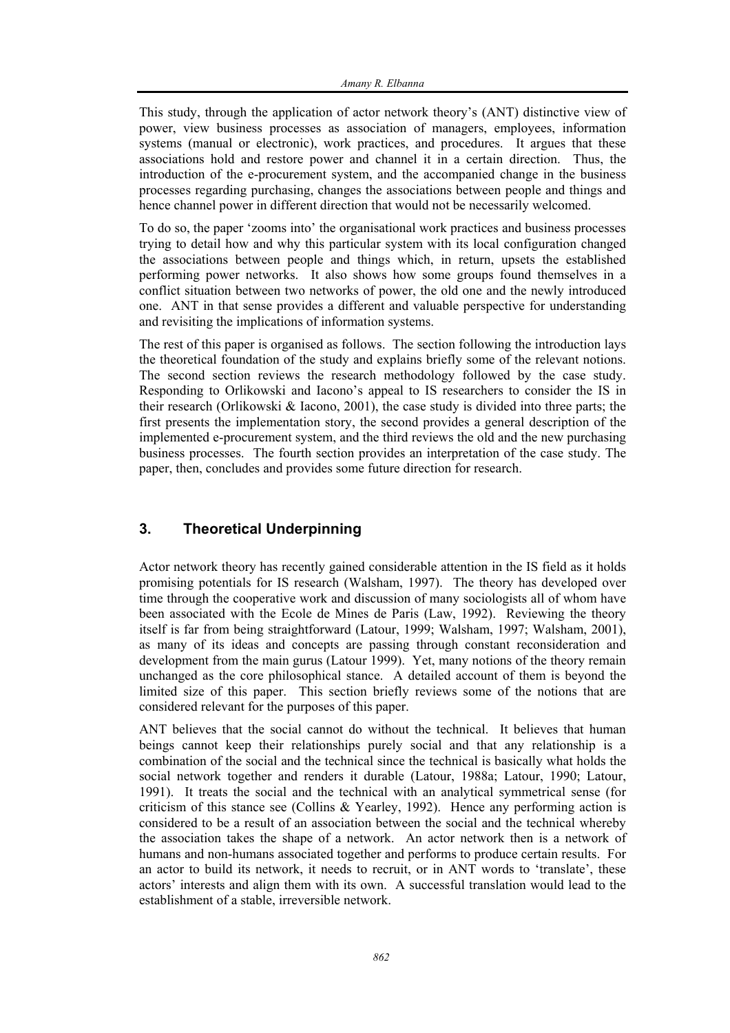This study, through the application of actor network theory's (ANT) distinctive view of power, view business processes as association of managers, employees, information systems (manual or electronic), work practices, and procedures. It argues that these associations hold and restore power and channel it in a certain direction. Thus, the introduction of the e-procurement system, and the accompanied change in the business processes regarding purchasing, changes the associations between people and things and hence channel power in different direction that would not be necessarily welcomed.

To do so, the paper 'zooms into' the organisational work practices and business processes trying to detail how and why this particular system with its local configuration changed the associations between people and things which, in return, upsets the established performing power networks. It also shows how some groups found themselves in a conflict situation between two networks of power, the old one and the newly introduced one. ANT in that sense provides a different and valuable perspective for understanding and revisiting the implications of information systems.

The rest of this paper is organised as follows. The section following the introduction lays the theoretical foundation of the study and explains briefly some of the relevant notions. The second section reviews the research methodology followed by the case study. Responding to Orlikowski and Iacono's appeal to IS researchers to consider the IS in their research (Orlikowski & Iacono, 2001), the case study is divided into three parts; the first presents the implementation story, the second provides a general description of the implemented e-procurement system, and the third reviews the old and the new purchasing business processes. The fourth section provides an interpretation of the case study. The paper, then, concludes and provides some future direction for research.

## 3. Theoretical Underpinning

Actor network theory has recently gained considerable attention in the IS field as it holds promising potentials for IS research (Walsham, 1997). The theory has developed over time through the cooperative work and discussion of many sociologists all of whom have been associated with the Ecole de Mines de Paris (Law, 1992). Reviewing the theory itself is far from being straightforward (Latour, 1999; Walsham, 1997; Walsham, 2001), as many of its ideas and concepts are passing through constant reconsideration and development from the main gurus (Latour 1999). Yet, many notions of the theory remain unchanged as the core philosophical stance. A detailed account of them is beyond the limited size of this paper. This section briefly reviews some of the notions that are considered relevant for the purposes of this paper.

ANT believes that the social cannot do without the technical. It believes that human beings cannot keep their relationships purely social and that any relationship is a combination of the social and the technical since the technical is basically what holds the social network together and renders it durable (Latour, 1988a; Latour, 1990; Latour, 1991). It treats the social and the technical with an analytical symmetrical sense (for criticism of this stance see (Collins & Yearley, 1992). Hence any performing action is considered to be a result of an association between the social and the technical whereby the association takes the shape of a network. An actor network then is a network of humans and non-humans associated together and performs to produce certain results. For an actor to build its network, it needs to recruit, or in ANT words to 'translate', these actors' interests and align them with its own. A successful translation would lead to the establishment of a stable, irreversible network.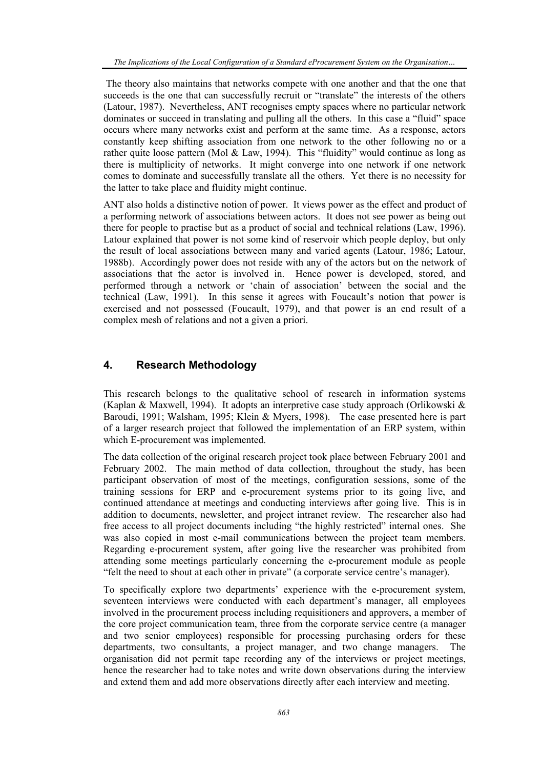The theory also maintains that networks compete with one another and that the one that succeeds is the one that can successfully recruit or "translate" the interests of the others (Latour, 1987). Nevertheless, ANT recognises empty spaces where no particular network dominates or succeed in translating and pulling all the others. In this case a "fluid" space occurs where many networks exist and perform at the same time. As a response, actors constantly keep shifting association from one network to the other following no or a rather quite loose pattern (Mol & Law, 1994). This "fluidity" would continue as long as there is multiplicity of networks. It might converge into one network if one network comes to dominate and successfully translate all the others. Yet there is no necessity for the latter to take place and fluidity might continue.

ANT also holds a distinctive notion of power. It views power as the effect and product of a performing network of associations between actors. It does not see power as being out there for people to practise but as a product of social and technical relations (Law, 1996). Latour explained that power is not some kind of reservoir which people deploy, but only the result of local associations between many and varied agents (Latour, 1986; Latour, 1988b). Accordingly power does not reside with any of the actors but on the network of associations that the actor is involved in. Hence power is developed, stored, and performed through a network or 'chain of association' between the social and the technical (Law, 1991). In this sense it agrees with Foucault's notion that power is exercised and not possessed (Foucault, 1979), and that power is an end result of a complex mesh of relations and not a given a priori.

## 4. Research Methodology

This research belongs to the qualitative school of research in information systems (Kaplan & Maxwell, 1994). It adopts an interpretive case study approach (Orlikowski & Baroudi, 1991; Walsham, 1995; Klein & Myers, 1998). The case presented here is part of a larger research project that followed the implementation of an ERP system, within which E-procurement was implemented.

The data collection of the original research project took place between February 2001 and February 2002. The main method of data collection, throughout the study, has been participant observation of most of the meetings, configuration sessions, some of the training sessions for ERP and e-procurement systems prior to its going live, and continued attendance at meetings and conducting interviews after going live. This is in addition to documents, newsletter, and project intranet review. The researcher also had free access to all project documents including "the highly restricted" internal ones. She was also copied in most e-mail communications between the project team members. Regarding e-procurement system, after going live the researcher was prohibited from attending some meetings particularly concerning the e-procurement module as people "felt the need to shout at each other in private" (a corporate service centre's manager).

To specifically explore two departments' experience with the e-procurement system, seventeen interviews were conducted with each department's manager, all employees involved in the procurement process including requisitioners and approvers, a member of the core project communication team, three from the corporate service centre (a manager and two senior employees) responsible for processing purchasing orders for these departments, two consultants, a project manager, and two change managers. The organisation did not permit tape recording any of the interviews or project meetings, hence the researcher had to take notes and write down observations during the interview and extend them and add more observations directly after each interview and meeting.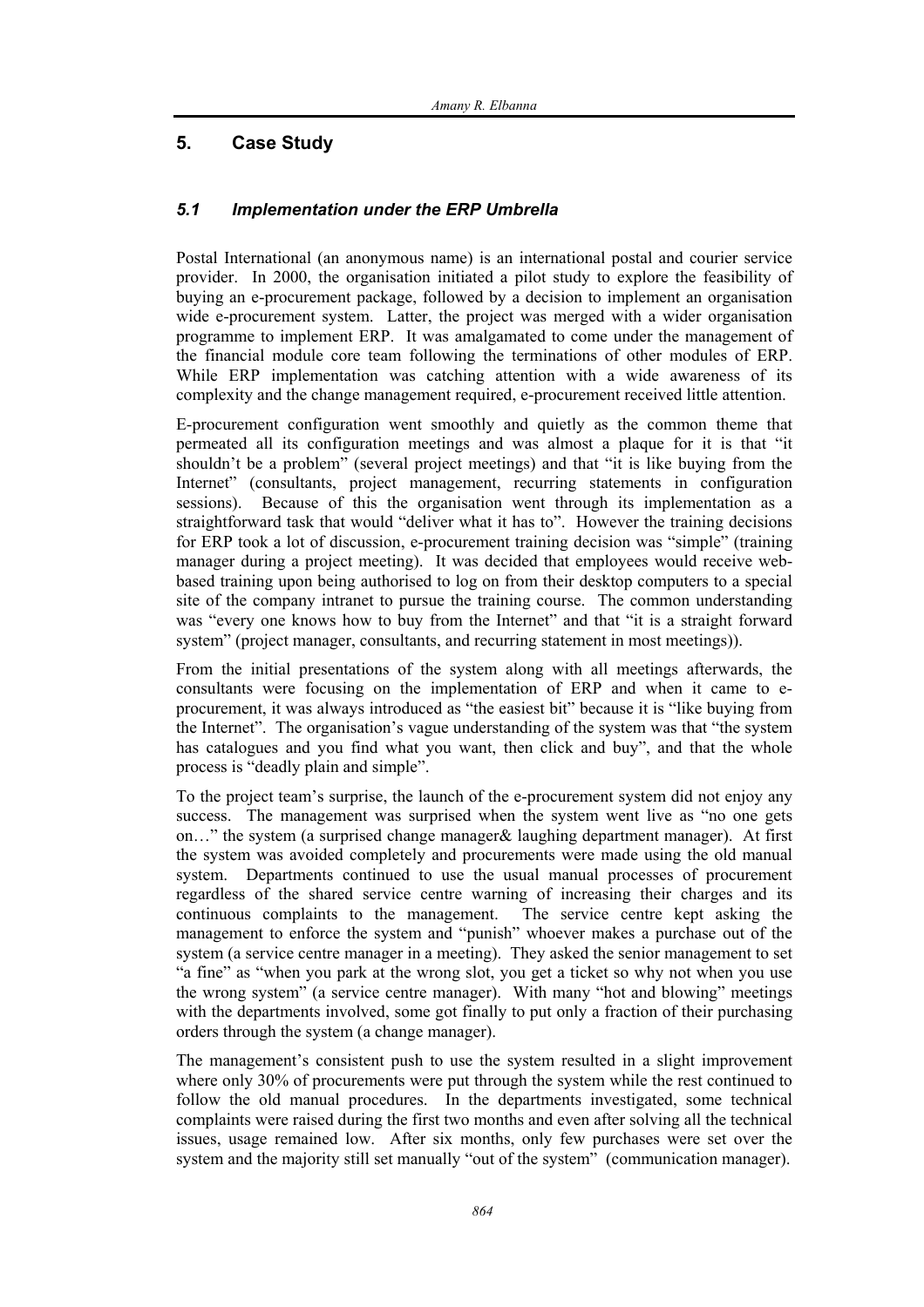## 5. Case Study

### *5.1 Implementation under the ERP Umbrella*

Postal International (an anonymous name) is an international postal and courier service provider. In 2000, the organisation initiated a pilot study to explore the feasibility of buying an e-procurement package, followed by a decision to implement an organisation wide e-procurement system. Latter, the project was merged with a wider organisation programme to implement ERP. It was amalgamated to come under the management of the financial module core team following the terminations of other modules of ERP. While ERP implementation was catching attention with a wide awareness of its complexity and the change management required, e-procurement received little attention.

E-procurement configuration went smoothly and quietly as the common theme that permeated all its configuration meetings and was almost a plaque for it is that "it shouldn't be a problem" (several project meetings) and that "it is like buying from the Internet" (consultants, project management, recurring statements in configuration sessions). Because of this the organisation went through its implementation as a straightforward task that would "deliver what it has to". However the training decisions for ERP took a lot of discussion, e-procurement training decision was "simple" (training manager during a project meeting). It was decided that employees would receive web-based training upon being authorised to log on from their desktop computers to a special site of the company intranet to pursue the training course. The common understanding was "every one knows how to buy from the Internet" and that "it is a straight forward system" (project manager, consultants, and recurring statement in most meetings)).

From the initial presentations of the system along with all meetings afterwards, the consultants were focusing on the implementation of ERP and when it came to e-procurement, it was always introduced as "the easiest bit" because it is "like buying from the Internet". The organisation's vague understanding of the system was that "the system has catalogues and you find what you want, then click and buy", and that the whole process is "deadly plain and simple".

To the project team's surprise, the launch of the e-procurement system did not enjoy any success. The management was surprised when the system went live as "no one gets on…" the system (a surprised change manager& laughing department manager). At first the system was avoided completely and procurements were made using the old manual system. Departments continued to use the usual manual processes of procurement regardless of the shared service centre warning of increasing their charges and its continuous complaints to the management. The service centre kept asking the management to enforce the system and "punish" whoever makes a purchase out of the system (a service centre manager in a meeting). They asked the senior management to set "a fine" as "when you park at the wrong slot, you get a ticket so why not when you use the wrong system" (a service centre manager). With many "hot and blowing" meetings with the departments involved, some got finally to put only a fraction of their purchasing orders through the system (a change manager).

The management's consistent push to use the system resulted in a slight improvement where only 30% of procurements were put through the system while the rest continued to follow the old manual procedures. In the departments investigated, some technical complaints were raised during the first two months and even after solving all the technical issues, usage remained low. After six months, only few purchases were set over the system and the majority still set manually "out of the system" (communication manager).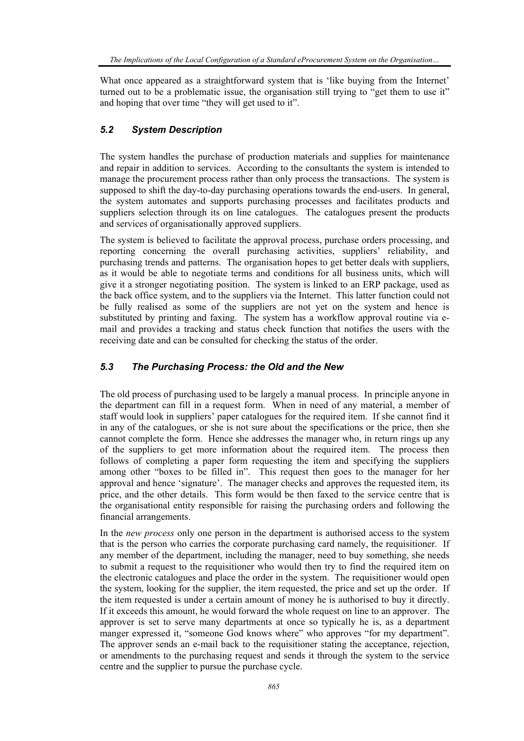What once appeared as a straightforward system that is 'like buying from the Internet' turned out to be a problematic issue, the organisation still trying to "get them to use it" and hoping that over time "they will get used to it".

### *5.2 System Description*

The system handles the purchase of production materials and supplies for maintenance and repair in addition to services. According to the consultants the system is intended to manage the procurement process rather than only process the transactions. The system is supposed to shift the day-to-day purchasing operations towards the end-users. In general, the system automates and supports purchasing processes and facilitates products and suppliers selection through its on line catalogues. The catalogues present the products and services of organisationally approved suppliers.

The system is believed to facilitate the approval process, purchase orders processing, and reporting concerning the overall purchasing activities, suppliers' reliability, and purchasing trends and patterns. The organisation hopes to get better deals with suppliers, as it would be able to negotiate terms and conditions for all business units, which will give it a stronger negotiating position. The system is linked to an ERP package, used as the back office system, and to the suppliers via the Internet. This latter function could not be fully realised as some of the suppliers are not yet on the system and hence is substituted by printing and faxing. The system has a workflow approval routine via e-mail and provides a tracking and status check function that notifies the users with the receiving date and can be consulted for checking the status of the order.

### *5.3 The Purchasing Process: the Old and the New*

The old process of purchasing used to be largely a manual process. In principle anyone in the department can fill in a request form. When in need of any material, a member of staff would look in suppliers' paper catalogues for the required item. If she cannot find it in any of the catalogues, or she is not sure about the specifications or the price, then she cannot complete the form. Hence she addresses the manager who, in return rings up any of the suppliers to get more information about the required item. The process then follows of completing a paper form requesting the item and specifying the suppliers among other "boxes to be filled in". This request then goes to the manager for her approval and hence 'signature'. The manager checks and approves the requested item, its price, and the other details. This form would be then faxed to the service centre that is the organisational entity responsible for raising the purchasing orders and following the financial arrangements.

In the *new process* only one person in the department is authorised access to the system that is the person who carries the corporate purchasing card namely, the requisitioner. If any member of the department, including the manager, need to buy something, she needs to submit a request to the requisitioner who would then try to find the required item on the electronic catalogues and place the order in the system. The requisitioner would open the system, looking for the supplier, the item requested, the price and set up the order. If the item requested is under a certain amount of money he is authorised to buy it directly. If it exceeds this amount, he would forward the whole request on line to an approver. The approver is set to serve many departments at once so typically he is, as a department manger expressed it, "someone God knows where" who approves "for my department". The approver sends an e-mail back to the requisitioner stating the acceptance, rejection, or amendments to the purchasing request and sends it through the system to the service centre and the supplier to pursue the purchase cycle.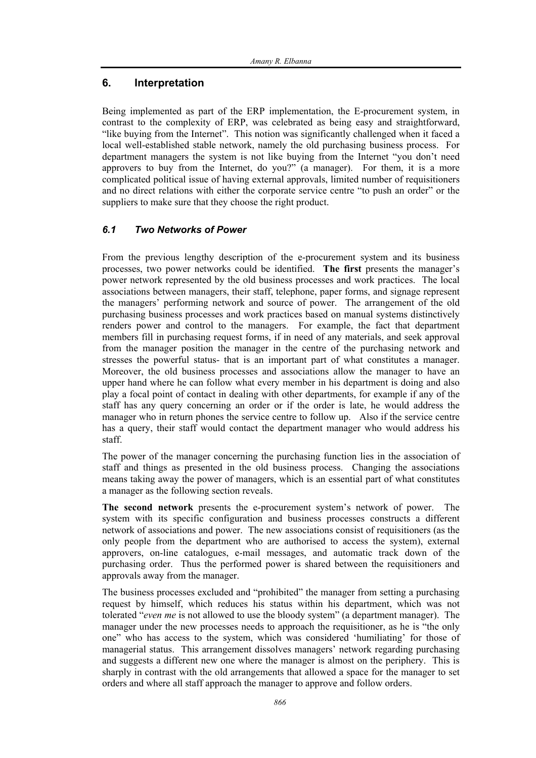## 6. Interpretation

Being implemented as part of the ERP implementation, the E-procurement system, in contrast to the complexity of ERP, was celebrated as being easy and straightforward, "like buying from the Internet". This notion was significantly challenged when it faced a local well-established stable network, namely the old purchasing business process. For department managers the system is not like buying from the Internet "you don't need approvers to buy from the Internet, do you?" (a manager). For them, it is a more complicated political issue of having external approvals, limited number of requisitioners and no direct relations with either the corporate service centre "to push an order" or the suppliers to make sure that they choose the right product.

### *6.1 Two Networks of Power*

From the previous lengthy description of the e-procurement system and its business processes, two power networks could be identified. **The first** presents the manager's power network represented by the old business processes and work practices. The local associations between managers, their staff, telephone, paper forms, and signage represent the managers' performing network and source of power. The arrangement of the old purchasing business processes and work practices based on manual systems distinctively renders power and control to the managers. For example, the fact that department members fill in purchasing request forms, if in need of any materials, and seek approval from the manager position the manager in the centre of the purchasing network and stresses the powerful status- that is an important part of what constitutes a manager. Moreover, the old business processes and associations allow the manager to have an upper hand where he can follow what every member in his department is doing and also play a focal point of contact in dealing with other departments, for example if any of the staff has any query concerning an order or if the order is late, he would address the manager who in return phones the service centre to follow up. Also if the service centre has a query, their staff would contact the department manager who would address his staff.

The power of the manager concerning the purchasing function lies in the association of staff and things as presented in the old business process. Changing the associations means taking away the power of managers, which is an essential part of what constitutes a manager as the following section reveals.

**The second network** presents the e-procurement system's network of power. The system with its specific configuration and business processes constructs a different network of associations and power. The new associations consist of requisitioners (as the only people from the department who are authorised to access the system), external approvers, on-line catalogues, e-mail messages, and automatic track down of the purchasing order. Thus the performed power is shared between the requisitioners and approvals away from the manager.

The business processes excluded and "prohibited" the manager from setting a purchasing request by himself, which reduces his status within his department, which was not tolerated "*even me* is not allowed to use the bloody system" (a department manager). The manager under the new processes needs to approach the requisitioner, as he is "the only one" who has access to the system, which was considered 'humiliating' for those of managerial status. This arrangement dissolves managers' network regarding purchasing and suggests a different new one where the manager is almost on the periphery. This is sharply in contrast with the old arrangements that allowed a space for the manager to set orders and where all staff approach the manager to approve and follow orders.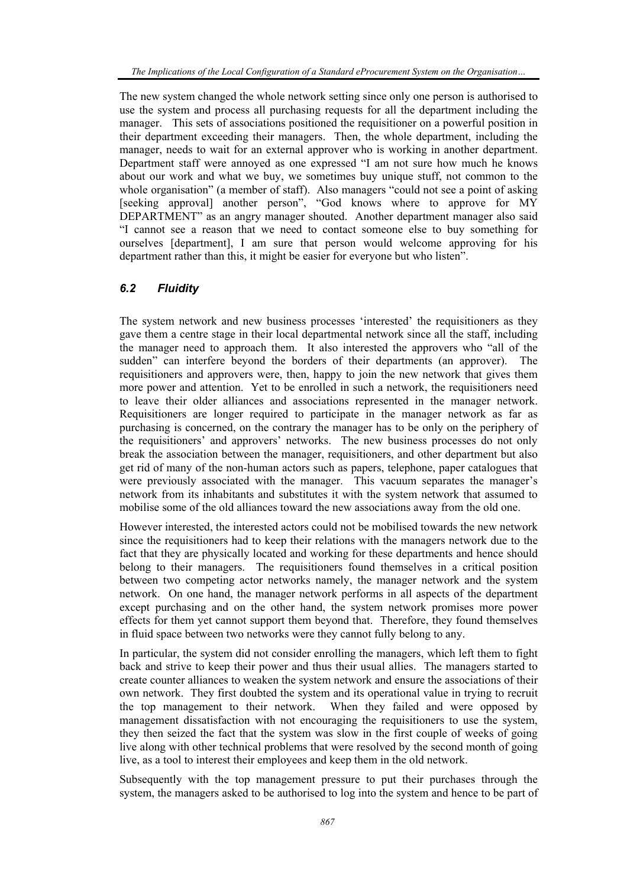The new system changed the whole network setting since only one person is authorised to use the system and process all purchasing requests for all the department including the manager. This sets of associations positioned the requisitioner on a powerful position in their department exceeding their managers. Then, the whole department, including the manager, needs to wait for an external approver who is working in another department. Department staff were annoyed as one expressed "I am not sure how much he knows about our work and what we buy, we sometimes buy unique stuff, not common to the whole organisation" (a member of staff). Also managers "could not see a point of asking [seeking approval] another person", "God knows where to approve for MY DEPARTMENT" as an angry manager shouted. Another department manager also said "I cannot see a reason that we need to contact someone else to buy something for ourselves [department], I am sure that person would welcome approving for his department rather than this, it might be easier for everyone but who listen".

### *6.2 Fluidity*

The system network and new business processes 'interested' the requisitioners as they gave them a centre stage in their local departmental network since all the staff, including the manager need to approach them. It also interested the approvers who "all of the sudden" can interfere beyond the borders of their departments (an approver). The requisitioners and approvers were, then, happy to join the new network that gives them more power and attention. Yet to be enrolled in such a network, the requisitioners need to leave their older alliances and associations represented in the manager network. Requisitioners are longer required to participate in the manager network as far as purchasing is concerned, on the contrary the manager has to be only on the periphery of the requisitioners' and approvers' networks. The new business processes do not only break the association between the manager, requisitioners, and other department but also get rid of many of the non-human actors such as papers, telephone, paper catalogues that were previously associated with the manager. This vacuum separates the manager's network from its inhabitants and substitutes it with the system network that assumed to mobilise some of the old alliances toward the new associations away from the old one.

However interested, the interested actors could not be mobilised towards the new network since the requisitioners had to keep their relations with the managers network due to the fact that they are physically located and working for these departments and hence should belong to their managers. The requisitioners found themselves in a critical position between two competing actor networks namely, the manager network and the system network. On one hand, the manager network performs in all aspects of the department except purchasing and on the other hand, the system network promises more power effects for them yet cannot support them beyond that. Therefore, they found themselves in fluid space between two networks were they cannot fully belong to any.

In particular, the system did not consider enrolling the managers, which left them to fight back and strive to keep their power and thus their usual allies. The managers started to create counter alliances to weaken the system network and ensure the associations of their own network. They first doubted the system and its operational value in trying to recruit the top management to their network. When they failed and were opposed by management dissatisfaction with not encouraging the requisitioners to use the system, they then seized the fact that the system was slow in the first couple of weeks of going live along with other technical problems that were resolved by the second month of going live, as a tool to interest their employees and keep them in the old network.

Subsequently with the top management pressure to put their purchases through the system, the managers asked to be authorised to log into the system and hence to be part of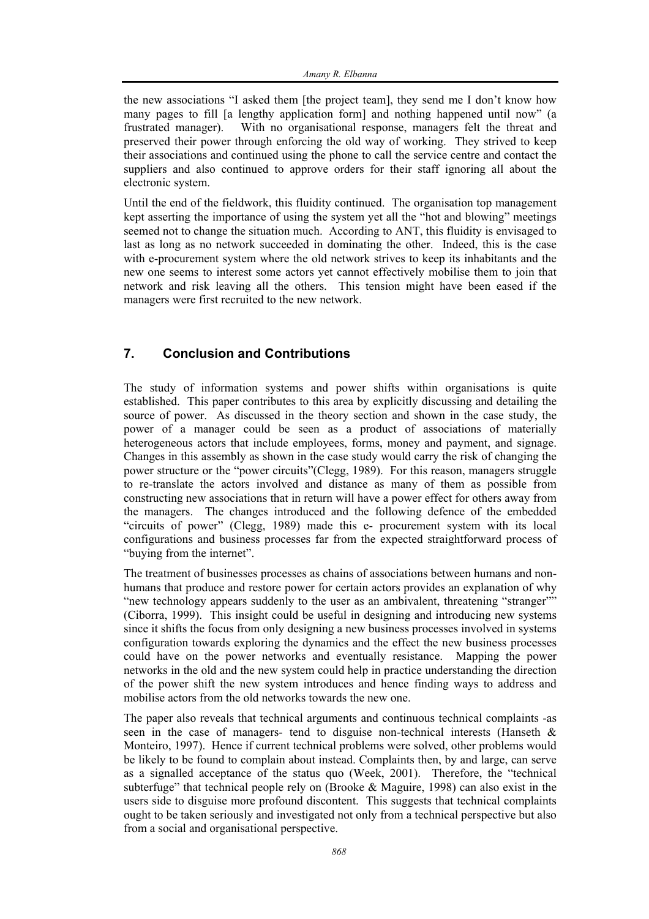the new associations "I asked them [the project team], they send me I don't know how many pages to fill [a lengthy application form] and nothing happened until now" (a frustrated manager). With no organisational response, managers felt the threat and preserved their power through enforcing the old way of working. They strived to keep their associations and continued using the phone to call the service centre and contact the suppliers and also continued to approve orders for their staff ignoring all about the electronic system.

Until the end of the fieldwork, this fluidity continued. The organisation top management kept asserting the importance of using the system yet all the "hot and blowing" meetings seemed not to change the situation much. According to ANT, this fluidity is envisaged to last as long as no network succeeded in dominating the other. Indeed, this is the case with e-procurement system where the old network strives to keep its inhabitants and the new one seems to interest some actors yet cannot effectively mobilise them to join that network and risk leaving all the others. This tension might have been eased if the managers were first recruited to the new network.

## 7. Conclusion and Contributions

The study of information systems and power shifts within organisations is quite established. This paper contributes to this area by explicitly discussing and detailing the source of power. As discussed in the theory section and shown in the case study, the power of a manager could be seen as a product of associations of materially heterogeneous actors that include employees, forms, money and payment, and signage. Changes in this assembly as shown in the case study would carry the risk of changing the power structure or the "power circuits"(Clegg, 1989). For this reason, managers struggle to re-translate the actors involved and distance as many of them as possible from constructing new associations that in return will have a power effect for others away from the managers. The changes introduced and the following defence of the embedded "circuits of power" (Clegg, 1989) made this e- procurement system with its local configurations and business processes far from the expected straightforward process of "buying from the internet".

The treatment of businesses processes as chains of associations between humans and non-humans that produce and restore power for certain actors provides an explanation of why "new technology appears suddenly to the user as an ambivalent, threatening "stranger"" (Ciborra, 1999). This insight could be useful in designing and introducing new systems since it shifts the focus from only designing a new business processes involved in systems configuration towards exploring the dynamics and the effect the new business processes could have on the power networks and eventually resistance. Mapping the power networks in the old and the new system could help in practice understanding the direction of the power shift the new system introduces and hence finding ways to address and mobilise actors from the old networks towards the new one.

The paper also reveals that technical arguments and continuous technical complaints -as seen in the case of managers- tend to disguise non-technical interests (Hanseth & Monteiro, 1997). Hence if current technical problems were solved, other problems would be likely to be found to complain about instead. Complaints then, by and large, can serve as a signalled acceptance of the status quo (Week, 2001). Therefore, the "technical subterfuge" that technical people rely on (Brooke & Maguire, 1998) can also exist in the users side to disguise more profound discontent. This suggests that technical complaints ought to be taken seriously and investigated not only from a technical perspective but also from a social and organisational perspective.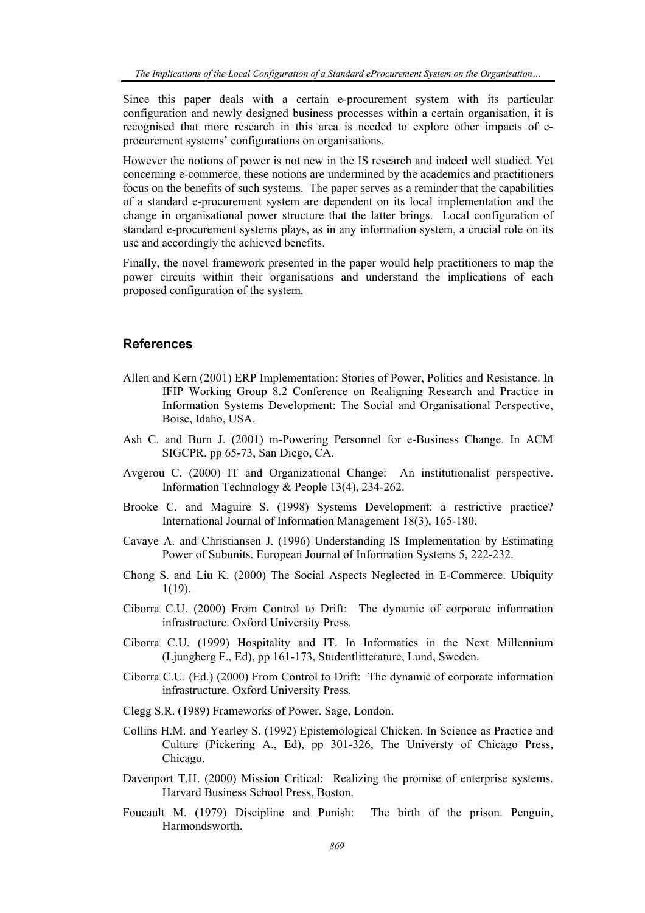Since this paper deals with a certain e-procurement system with its particular configuration and newly designed business processes within a certain organisation, it is recognised that more research in this area is needed to explore other impacts of e-procurement systems' configurations on organisations.

However the notions of power is not new in the IS research and indeed well studied. Yet concerning e-commerce, these notions are undermined by the academics and practitioners focus on the benefits of such systems. The paper serves as a reminder that the capabilities of a standard e-procurement system are dependent on its local implementation and the change in organisational power structure that the latter brings. Local configuration of standard e-procurement systems plays, as in any information system, a crucial role on its use and accordingly the achieved benefits.

Finally, the novel framework presented in the paper would help practitioners to map the power circuits within their organisations and understand the implications of each proposed configuration of the system.

## References

Allen and Kern (2001) ERP Implementation: Stories of Power, Politics and Resistance. In IFIP Working Group 8.2 Conference on Realigning Research and Practice in Information Systems Development: The Social and Organisational Perspective, Boise, Idaho, USA.

Ash C. and Burn J. (2001) m-Powering Personnel for e-Business Change. In ACM SIGCPR, pp 65-73, San Diego, CA.

Avgerou C. (2000) IT and Organizational Change: An institutionalist perspective. Information Technology & People 13(4), 234-262.

Brooke C. and Maguire S. (1998) Systems Development: a restrictive practice? International Journal of Information Management 18(3), 165-180.

Cavaye A. and Christiansen J. (1996) Understanding IS Implementation by Estimating Power of Subunits. European Journal of Information Systems 5, 222-232.

Chong S. and Liu K. (2000) The Social Aspects Neglected in E-Commerce. Ubiquity 1(19).

Ciborra C.U. (2000) From Control to Drift: The dynamic of corporate information infrastructure. Oxford University Press.

Ciborra C.U. (1999) Hospitality and IT. In Informatics in the Next Millennium (Ljungberg F., Ed), pp 161-173, Studentlitterature, Lund, Sweden.

Ciborra C.U. (Ed.) (2000) From Control to Drift: The dynamic of corporate information infrastructure. Oxford University Press.

Clegg S.R. (1989) Frameworks of Power. Sage, London.

Collins H.M. and Yearley S. (1992) Epistemological Chicken. In Science as Practice and Culture (Pickering A., Ed), pp 301-326, The Universty of Chicago Press, Chicago.

Davenport T.H. (2000) Mission Critical: Realizing the promise of enterprise systems. Harvard Business School Press, Boston.

Foucault M. (1979) Discipline and Punish: The birth of the prison. Penguin, Harmondsworth.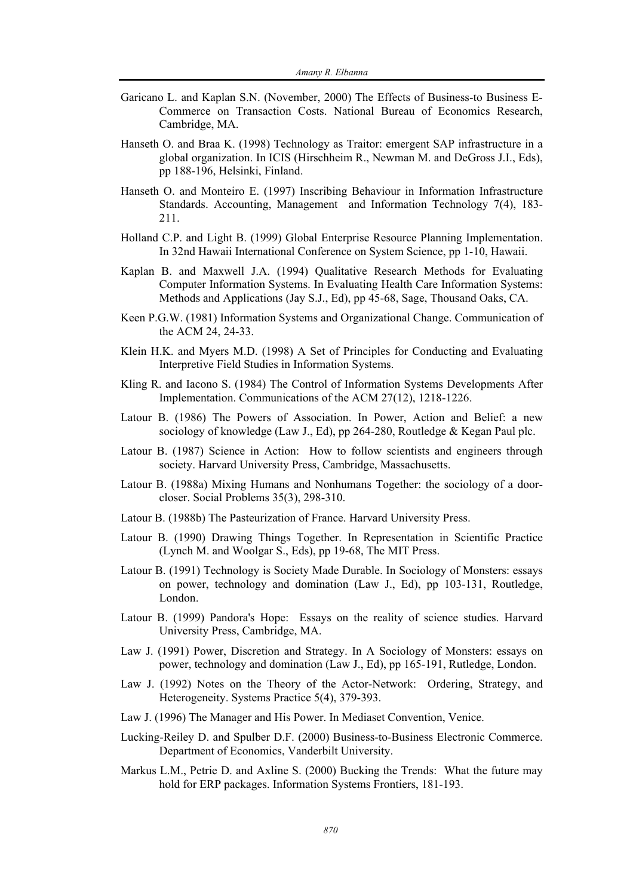Garicano L. and Kaplan S.N. (November, 2000) The Effects of Business-to Business E-Commerce on Transaction Costs. National Bureau of Economics Research, Cambridge, MA.

Hanseth O. and Braa K. (1998) Technology as Traitor: emergent SAP infrastructure in a global organization. In ICIS (Hirschheim R., Newman M. and DeGross J.I., Eds), pp 188-196, Helsinki, Finland.

Hanseth O. and Monteiro E. (1997) Inscribing Behaviour in Information Infrastructure Standards. Accounting, Management and Information Technology 7(4), 183-211.

Holland C.P. and Light B. (1999) Global Enterprise Resource Planning Implementation. In 32nd Hawaii International Conference on System Science, pp 1-10, Hawaii.

Kaplan B. and Maxwell J.A. (1994) Qualitative Research Methods for Evaluating Computer Information Systems. In Evaluating Health Care Information Systems: Methods and Applications (Jay S.J., Ed), pp 45-68, Sage, Thousand Oaks, CA.

Keen P.G.W. (1981) Information Systems and Organizational Change. Communication of the ACM 24, 24-33.

Klein H.K. and Myers M.D. (1998) A Set of Principles for Conducting and Evaluating Interpretive Field Studies in Information Systems.

Kling R. and Iacono S. (1984) The Control of Information Systems Developments After Implementation. Communications of the ACM 27(12), 1218-1226.

Latour B. (1986) The Powers of Association. In Power, Action and Belief: a new sociology of knowledge (Law J., Ed), pp 264-280, Routledge & Kegan Paul plc.

Latour B. (1987) Science in Action: How to follow scientists and engineers through society. Harvard University Press, Cambridge, Massachusetts.

Latour B. (1988a) Mixing Humans and Nonhumans Together: the sociology of a door-closer. Social Problems 35(3), 298-310.

Latour B. (1988b) The Pasteurization of France. Harvard University Press.

Latour B. (1990) Drawing Things Together. In Representation in Scientific Practice (Lynch M. and Woolgar S., Eds), pp 19-68, The MIT Press.

Latour B. (1991) Technology is Society Made Durable. In Sociology of Monsters: essays on power, technology and domination (Law J., Ed), pp 103-131, Routledge, London.

Latour B. (1999) Pandora's Hope: Essays on the reality of science studies. Harvard University Press, Cambridge, MA.

Law J. (1991) Power, Discretion and Strategy. In A Sociology of Monsters: essays on power, technology and domination (Law J., Ed), pp 165-191, Rutledge, London.

Law J. (1992) Notes on the Theory of the Actor-Network: Ordering, Strategy, and Heterogeneity. Systems Practice 5(4), 379-393.

Law J. (1996) The Manager and His Power. In Mediaset Convention, Venice.

Lucking-Reiley D. and Spulber D.F. (2000) Business-to-Business Electronic Commerce. Department of Economics, Vanderbilt University.

Markus L.M., Petrie D. and Axline S. (2000) Bucking the Trends: What the future may hold for ERP packages. Information Systems Frontiers, 181-193.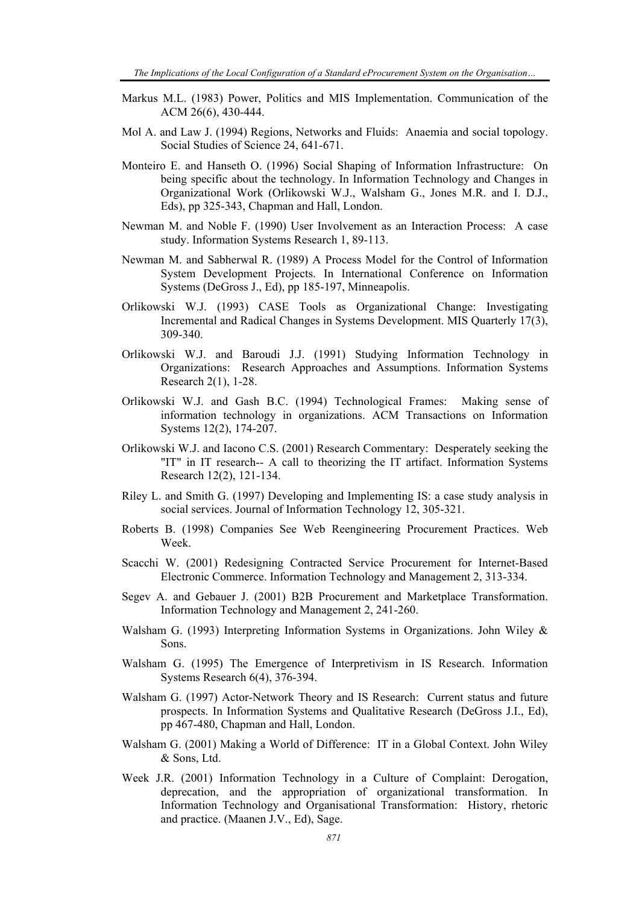Markus M.L. (1983) Power, Politics and MIS Implementation. Communication of the ACM 26(6), 430-444.

Mol A. and Law J. (1994) Regions, Networks and Fluids: Anaemia and social topology. Social Studies of Science 24, 641-671.

Monteiro E. and Hanseth O. (1996) Social Shaping of Information Infrastructure: On being specific about the technology. In Information Technology and Changes in Organizational Work (Orlikowski W.J., Walsham G., Jones M.R. and I. D.J., Eds), pp 325-343, Chapman and Hall, London.

Newman M. and Noble F. (1990) User Involvement as an Interaction Process: A case study. Information Systems Research 1, 89-113.

Newman M. and Sabherwal R. (1989) A Process Model for the Control of Information System Development Projects. In International Conference on Information Systems (DeGross J., Ed), pp 185-197, Minneapolis.

Orlikowski W.J. (1993) CASE Tools as Organizational Change: Investigating Incremental and Radical Changes in Systems Development. MIS Quarterly 17(3), 309-340.

Orlikowski W.J. and Baroudi J.J. (1991) Studying Information Technology in Organizations: Research Approaches and Assumptions. Information Systems Research 2(1), 1-28.

Orlikowski W.J. and Gash B.C. (1994) Technological Frames: Making sense of information technology in organizations. ACM Transactions on Information Systems 12(2), 174-207.

Orlikowski W.J. and Iacono C.S. (2001) Research Commentary: Desperately seeking the "IT" in IT research-- A call to theorizing the IT artifact. Information Systems Research 12(2), 121-134.

Riley L. and Smith G. (1997) Developing and Implementing IS: a case study analysis in social services. Journal of Information Technology 12, 305-321.

Roberts B. (1998) Companies See Web Reengineering Procurement Practices. Web Week.

Scacchi W. (2001) Redesigning Contracted Service Procurement for Internet-Based Electronic Commerce. Information Technology and Management 2, 313-334.

Segev A. and Gebauer J. (2001) B2B Procurement and Marketplace Transformation. Information Technology and Management 2, 241-260.

Walsham G. (1993) Interpreting Information Systems in Organizations. John Wiley & Sons.

Walsham G. (1995) The Emergence of Interpretivism in IS Research. Information Systems Research 6(4), 376-394.

Walsham G. (1997) Actor-Network Theory and IS Research: Current status and future prospects. In Information Systems and Qualitative Research (DeGross J.I., Ed), pp 467-480, Chapman and Hall, London.

Walsham G. (2001) Making a World of Difference: IT in a Global Context. John Wiley & Sons, Ltd.

Week J.R. (2001) Information Technology in a Culture of Complaint: Derogation, deprecation, and the appropriation of organizational transformation. In Information Technology and Organisational Transformation: History, rhetoric and practice. (Maanen J.V., Ed), Sage.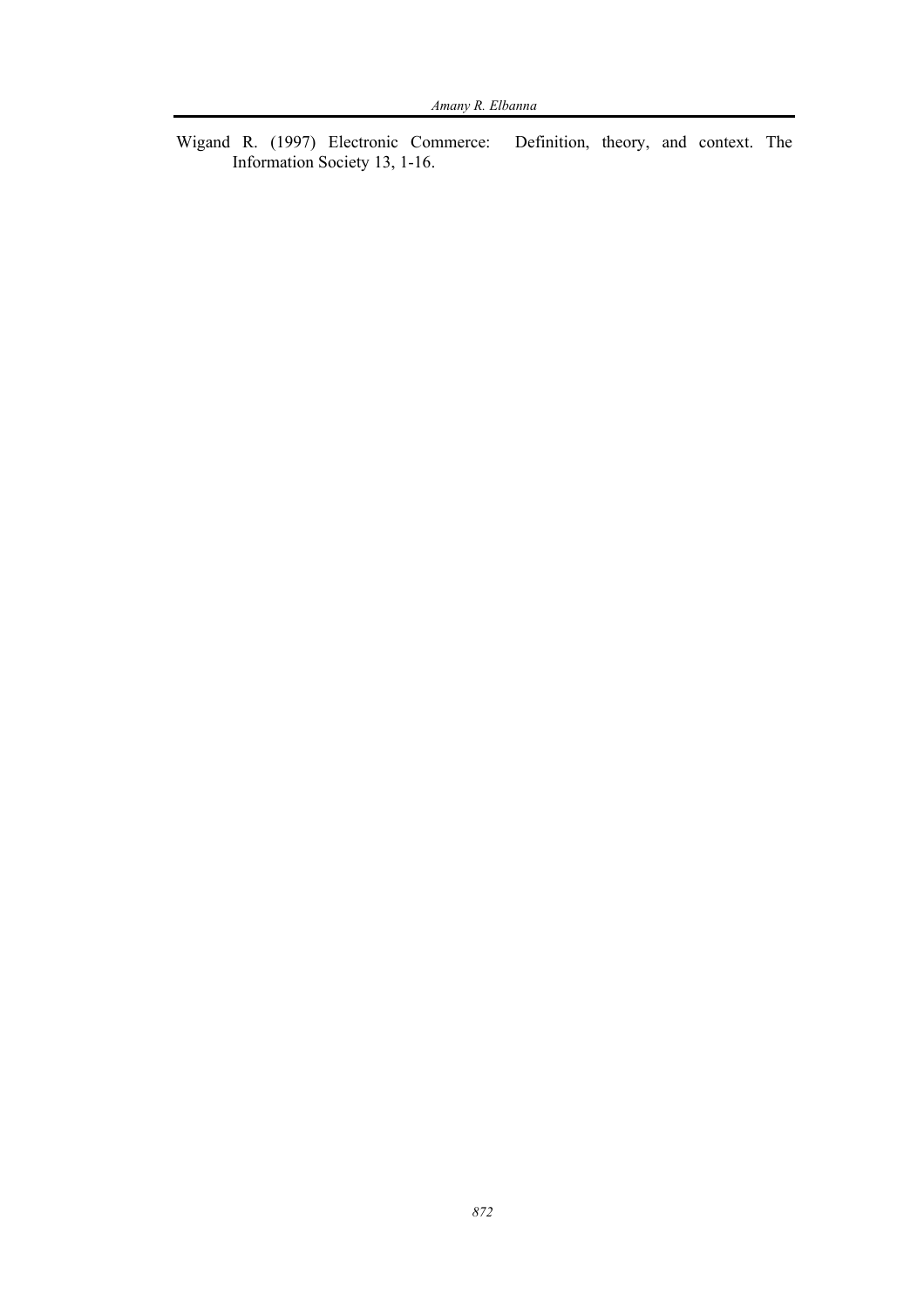Wigand R. (1997) Electronic Commerce: Definition, theory, and context. The Information Society 13, 1-16.